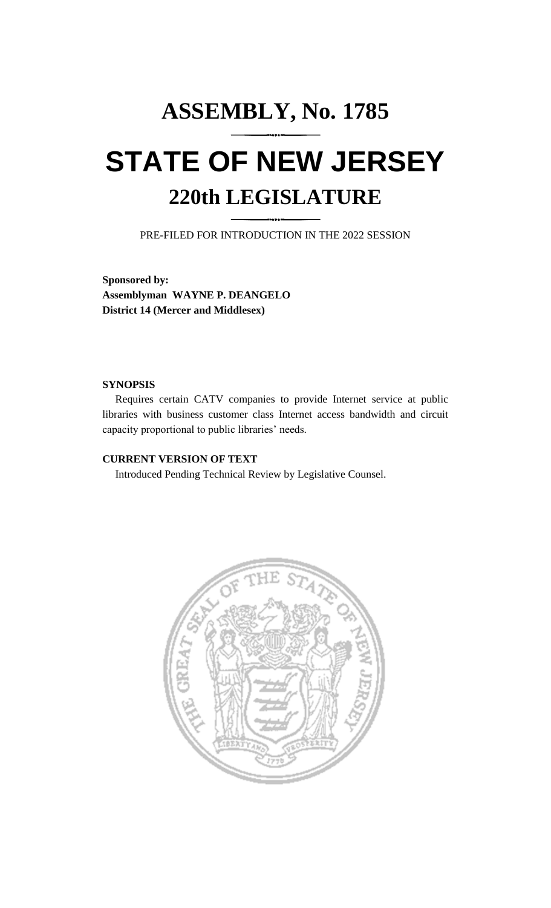# ASSEMBLY, No. 1785

# STATE OF NEW JERSEY

## 220th LEGISLATURE

PRE-FILED FOR INTRODUCTION IN THE 2022 SESSION

**Sponsored by:**
**Assemblyman WAYNE P. DEANGELO**
**District 14 (Mercer and Middlesex)**

**SYNOPSIS**

Requires certain CATV companies to provide Internet service at public libraries with business customer class Internet access bandwidth and circuit capacity proportional to public libraries' needs.

**CURRENT VERSION OF TEXT**

Introduced Pending Technical Review by Legislative Counsel.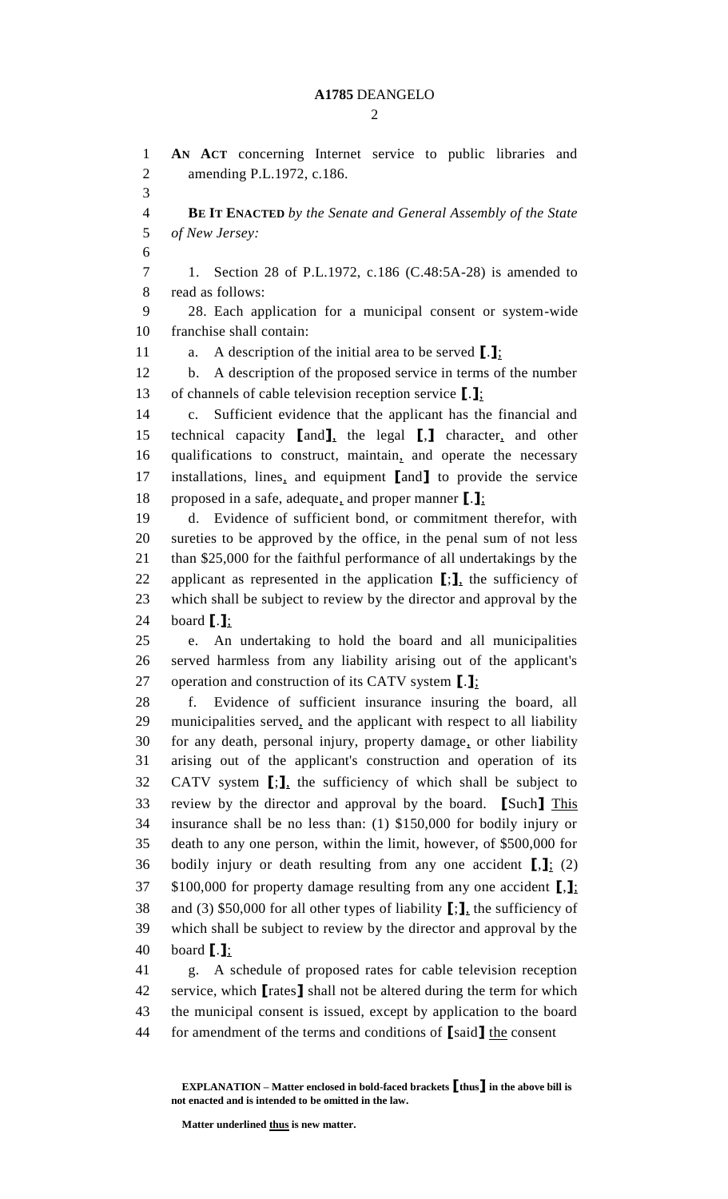**AN ACT** concerning Internet service to public libraries and amending P.L.1972, c.186.

**BE IT ENACTED** *by the Senate and General Assembly of the State of New Jersey:*

1. Section 28 of P.L.1972, c.186 (C.48:5A-28) is amended to read as follows:

28. Each application for a municipal consent or system-wide franchise shall contain:

a. A description of the initial area to be served [.]<u>;</u>

b. A description of the proposed service in terms of the number of channels of cable television reception service [.]<u>;</u>

c. Sufficient evidence that the applicant has the financial and technical capacity [and]<u>,</u> the legal [,] character<u>,</u> and other qualifications to construct, maintain<u>,</u> and operate the necessary installations, lines<u>,</u> and equipment [and] to provide the service proposed in a safe, adequate<u>,</u> and proper manner [.]<u>;</u>

d. Evidence of sufficient bond, or commitment therefor, with sureties to be approved by the office, in the penal sum of not less than $25,000 for the faithful performance of all undertakings by the applicant as represented in the application [;]<u>,</u> the sufficiency of which shall be subject to review by the director and approval by the board [.]<u>;</u>

e. An undertaking to hold the board and all municipalities served harmless from any liability arising out of the applicant's operation and construction of its CATV system [.]<u>;</u>

f. Evidence of sufficient insurance insuring the board, all municipalities served<u>,</u> and the applicant with respect to all liability for any death, personal injury, property damage<u>,</u> or other liability arising out of the applicant's construction and operation of its CATV system [;]<u>,</u> the sufficiency of which shall be subject to review by the director and approval by the board. [Such] <u>This</u> insurance shall be no less than: (1) $150,000 for bodily injury or death to any one person, within the limit, however, of $500,000 for bodily injury or death resulting from any one accident [,]<u>;</u> (2) $100,000 for property damage resulting from any one accident [,]<u>;</u> and (3) $50,000 for all other types of liability [;]<u>,</u> the sufficiency of which shall be subject to review by the director and approval by the board [.]<u>;</u>

g. A schedule of proposed rates for cable television reception service, which [rates] shall not be altered during the term for which the municipal consent is issued, except by application to the board for amendment of the terms and conditions of [said] <u>the</u> consent

**EXPLANATION – Matter enclosed in bold-faced brackets [thus] in the above bill is not enacted and is intended to be omitted in the law.**

**Matter underlined <u>thus</u> is new matter.**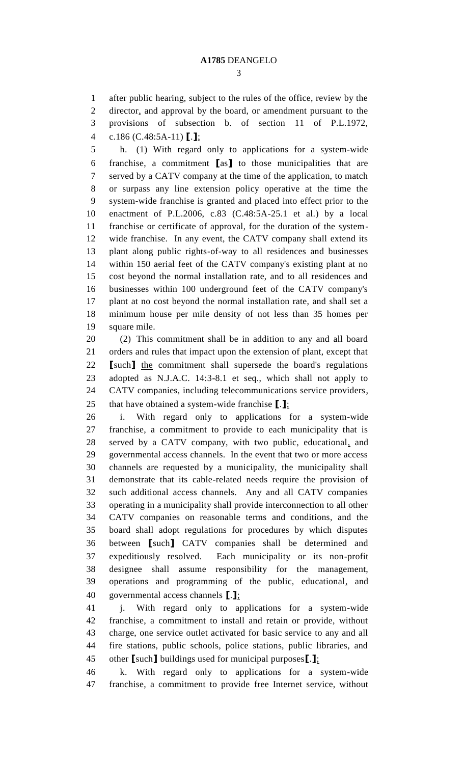after public hearing, subject to the rules of the office, review by the director, and approval by the board, or amendment pursuant to the provisions of subsection b. of section 11 of P.L.1972, c.186 (C.48:5A-11) [.];

h. (1) With regard only to applications for a system-wide franchise, a commitment [as] to those municipalities that are served by a CATV company at the time of the application, to match or surpass any line extension policy operative at the time the system-wide franchise is granted and placed into effect prior to the enactment of P.L.2006, c.83 (C.48:5A-25.1 et al.) by a local franchise or certificate of approval, for the duration of the system-wide franchise. In any event, the CATV company shall extend its plant along public rights-of-way to all residences and businesses within 150 aerial feet of the CATV company's existing plant at no cost beyond the normal installation rate, and to all residences and businesses within 100 underground feet of the CATV company's plant at no cost beyond the normal installation rate, and shall set a minimum house per mile density of not less than 35 homes per square mile.

(2) This commitment shall be in addition to any and all board orders and rules that impact upon the extension of plant, except that [such] the commitment shall supersede the board's regulations adopted as N.J.A.C. 14:3-8.1 et seq., which shall not apply to CATV companies, including telecommunications service providers, that have obtained a system-wide franchise [.];

i. With regard only to applications for a system-wide franchise, a commitment to provide to each municipality that is served by a CATV company, with two public, educational, and governmental access channels. In the event that two or more access channels are requested by a municipality, the municipality shall demonstrate that its cable-related needs require the provision of such additional access channels. Any and all CATV companies operating in a municipality shall provide interconnection to all other CATV companies on reasonable terms and conditions, and the board shall adopt regulations for procedures by which disputes between [such] CATV companies shall be determined and expeditiously resolved. Each municipality or its non-profit designee shall assume responsibility for the management, operations and programming of the public, educational, and governmental access channels [.];

j. With regard only to applications for a system-wide franchise, a commitment to install and retain or provide, without charge, one service outlet activated for basic service to any and all fire stations, public schools, police stations, public libraries, and other [such] buildings used for municipal purposes[.];

k. With regard only to applications for a system-wide franchise, a commitment to provide free Internet service, without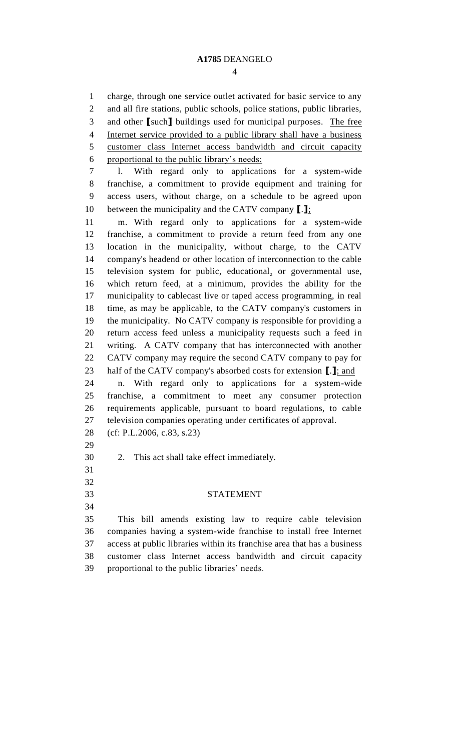charge, through one service outlet activated for basic service to any and all fire stations, public schools, police stations, public libraries, and other [such] buildings used for municipal purposes. <u>The free Internet service provided to a public library shall have a business customer class Internet access bandwidth and circuit capacity proportional to the public library's needs;</u>

l. With regard only to applications for a system-wide franchise, a commitment to provide equipment and training for access users, without charge, on a schedule to be agreed upon between the municipality and the CATV company [.]<u>;</u>

m. With regard only to applications for a system-wide franchise, a commitment to provide a return feed from any one location in the municipality, without charge, to the CATV company's headend or other location of interconnection to the cable television system for public, educational<u>,</u> or governmental use, which return feed, at a minimum, provides the ability for the municipality to cablecast live or taped access programming, in real time, as may be applicable, to the CATV company's customers in the municipality. No CATV company is responsible for providing a return access feed unless a municipality requests such a feed in writing. A CATV company that has interconnected with another CATV company may require the second CATV company to pay for half of the CATV company's absorbed costs for extension [.]<u>; and</u>

n. With regard only to applications for a system-wide franchise, a commitment to meet any consumer protection requirements applicable, pursuant to board regulations, to cable television companies operating under certificates of approval.

(cf: P.L.2006, c.83, s.23)

2. This act shall take effect immediately.

## STATEMENT

This bill amends existing law to require cable television companies having a system-wide franchise to install free Internet access at public libraries within its franchise area that has a business customer class Internet access bandwidth and circuit capacity proportional to the public libraries' needs.